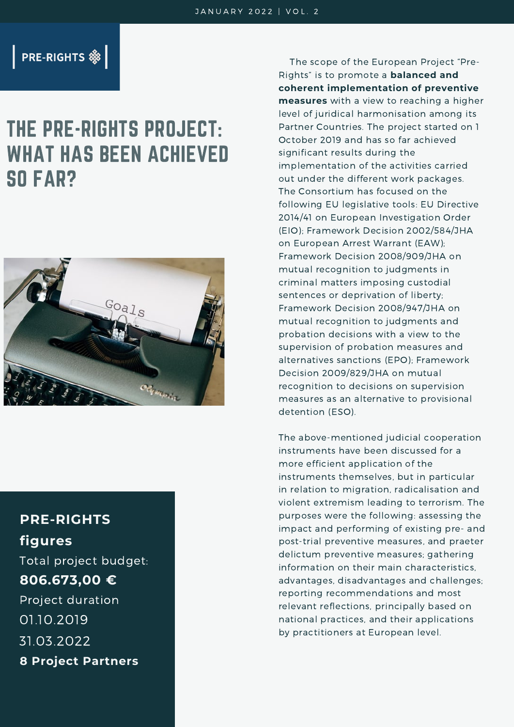PRE-RIGHTS

# THE PRE-RIGHTS PROJECT: WHAT HAS BEEN ACHIEVED SO FAR?

The scope of the European Project "Pre-Rights" is to promote a **balanced and coherent implementation of preventive measures** with a view to reaching a higher level of juridical harmonisation among its Partner Countries. The project started on 1 October 2019 and has so far achieved significant results during the implementation of the activities carried out under the different work packages. The Consortium has focused on the following EU legislative tools: EU Directive 2014/41 on European Investigation Order (EIO); Framework Decision 2002/584/JHA on European Arrest Warrant (EAW); Framework Decision 2008/909/JHA on mutual recognition to judgments in criminal matters imposing custodial sentences or deprivation of liberty; Framework Decision 2008/947/JHA on mutual recognition to judgments and probation decisions with a view to the supervision of probation measures and alternatives sanctions (EPO); Framework Decision 2009/829/JHA on mutual recognition to decisions on supervision measures as an alternative to provisional detention (ESO).

The above-mentioned judicial cooperation instruments have been discussed for a more efficient application of the instruments themselves, but in particular in relation to migration, radicalisation and violent extremism leading to terrorism. The purposes were the following: assessing the impact and performing of existing pre- and post-trial preventive measures, and praeter delictum preventive measures; gathering information on their main characteristics, advantages, disadvantages and challenges; reporting recommendations and most relevant reflections, principally based on national practices, and their applications by practitioners at European level.

**PRE-RIGHTS figures**

Total project budget:

**806.673,00 €**

Project duration

01.10.2019

31.03.2022

**8 Project Partners**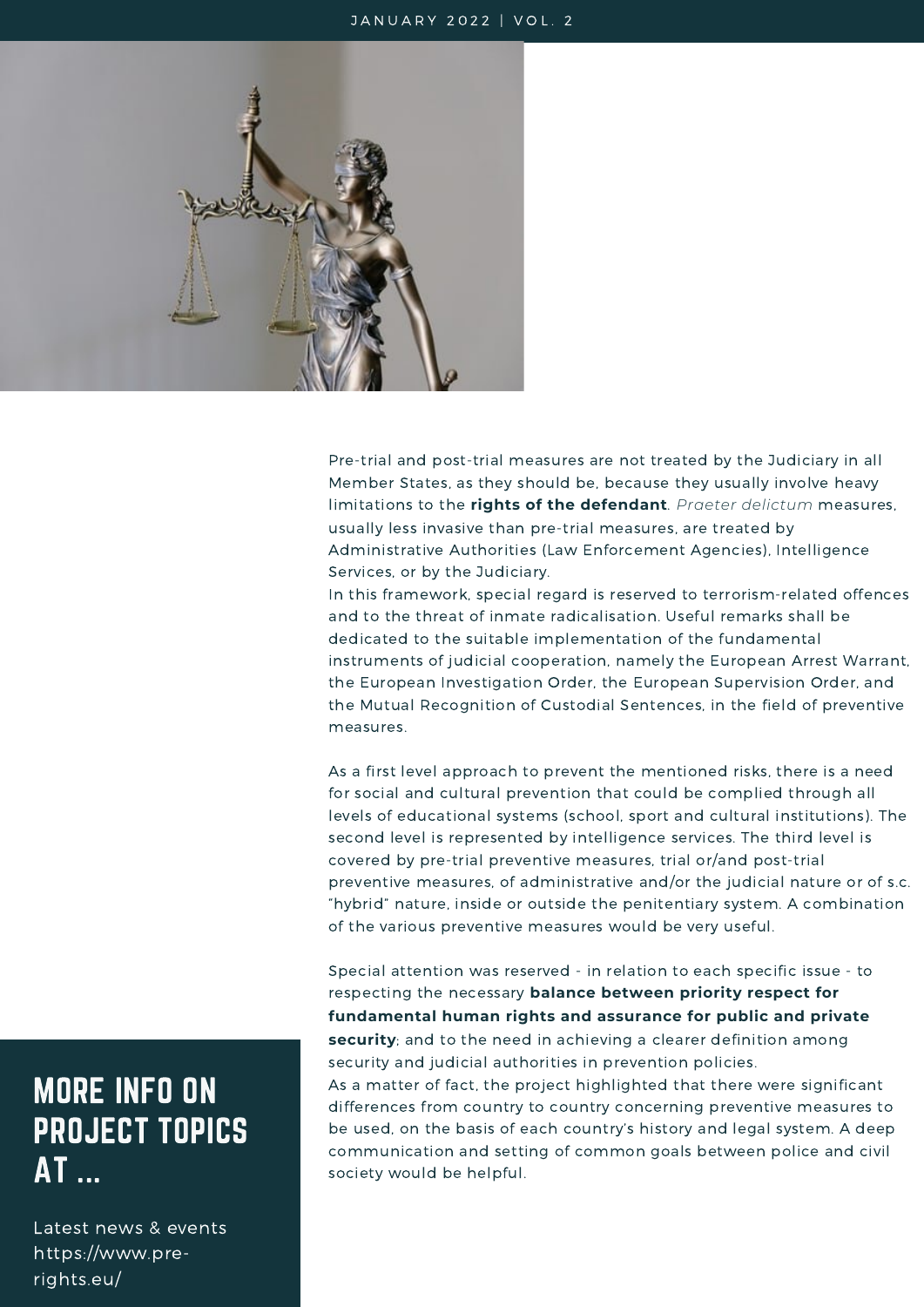Pre-trial and post-trial measures are not treated by the Judiciary in all Member States, as they should be, because they usually involve heavy limitations to the **rights of the defendant**. *Praeter delictum* measures, usually less invasive than pre-trial measures, are treated by Administrative Authorities (Law Enforcement Agencies), Intelligence Services, or by the Judiciary.

In this framework, special regard is reserved to terrorism-related offences and to the threat of inmate radicalisation. Useful remarks shall be dedicated to the suitable implementation of the fundamental instruments of judicial cooperation, namely the European Arrest Warrant, the European Investigation Order, the European Supervision Order, and the Mutual Recognition of Custodial Sentences, in the field of preventive measures.

As a first level approach to prevent the mentioned risks, there is a need for social and cultural prevention that could be complied through all levels of educational systems (school, sport and cultural institutions). The second level is represented by intelligence services. The third level is covered by pre-trial preventive measures, trial or/and post-trial preventive measures, of administrative and/or the judicial nature or of s.c. "hybrid" nature, inside or outside the penitentiary system. A combination of the various preventive measures would be very useful.

Special attention was reserved - in relation to each specific issue - to respecting the necessary **balance between priority respect for fundamental human rights and assurance for public and private security**; and to the need in achieving a clearer definition among security and judicial authorities in prevention policies.

As a matter of fact, the project highlighted that there were significant differences from country to country concerning preventive measures to be used, on the basis of each country's history and legal system. A deep communication and setting of common goals between police and civil society would be helpful.

## MORE INFO ON PROJECT TOPICS AT ...

Latest news & events https://www.pre-rights.eu/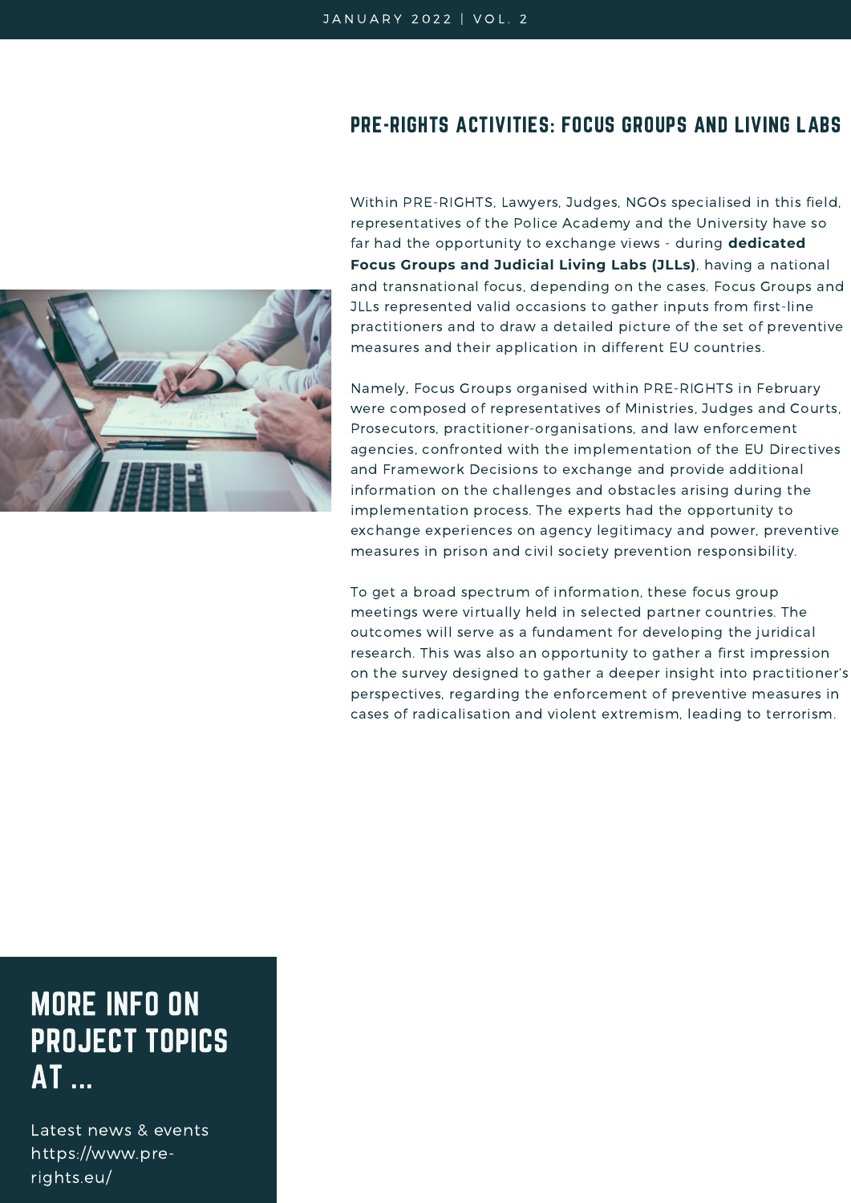## PRE-RIGHTS ACTIVITIES: FOCUS GROUPS AND LIVING LABS

Within PRE-RIGHTS, Lawyers, Judges, NGOs specialised in this field, representatives of the Police Academy and the University have so far had the opportunity to exchange views - during **dedicated Focus Groups and Judicial Living Labs (JLLs)**, having a national and transnational focus, depending on the cases. Focus Groups and JLLs represented valid occasions to gather inputs from first-line practitioners and to draw a detailed picture of the set of preventive measures and their application in different EU countries.

Namely, Focus Groups organised within PRE-RIGHTS in February were composed of representatives of Ministries, Judges and Courts, Prosecutors, practitioner-organisations, and law enforcement agencies, confronted with the implementation of the EU Directives and Framework Decisions to exchange and provide additional information on the challenges and obstacles arising during the implementation process. The experts had the opportunity to exchange experiences on agency legitimacy and power, preventive measures in prison and civil society prevention responsibility.

To get a broad spectrum of information, these focus group meetings were virtually held in selected partner countries. The outcomes will serve as a fundament for developing the juridical research. This was also an opportunity to gather a first impression on the survey designed to gather a deeper insight into practitioner's perspectives, regarding the enforcement of preventive measures in cases of radicalisation and violent extremism, leading to terrorism.

## MORE INFO ON PROJECT TOPICS AT ...

Latest news & events
https://www.pre-rights.eu/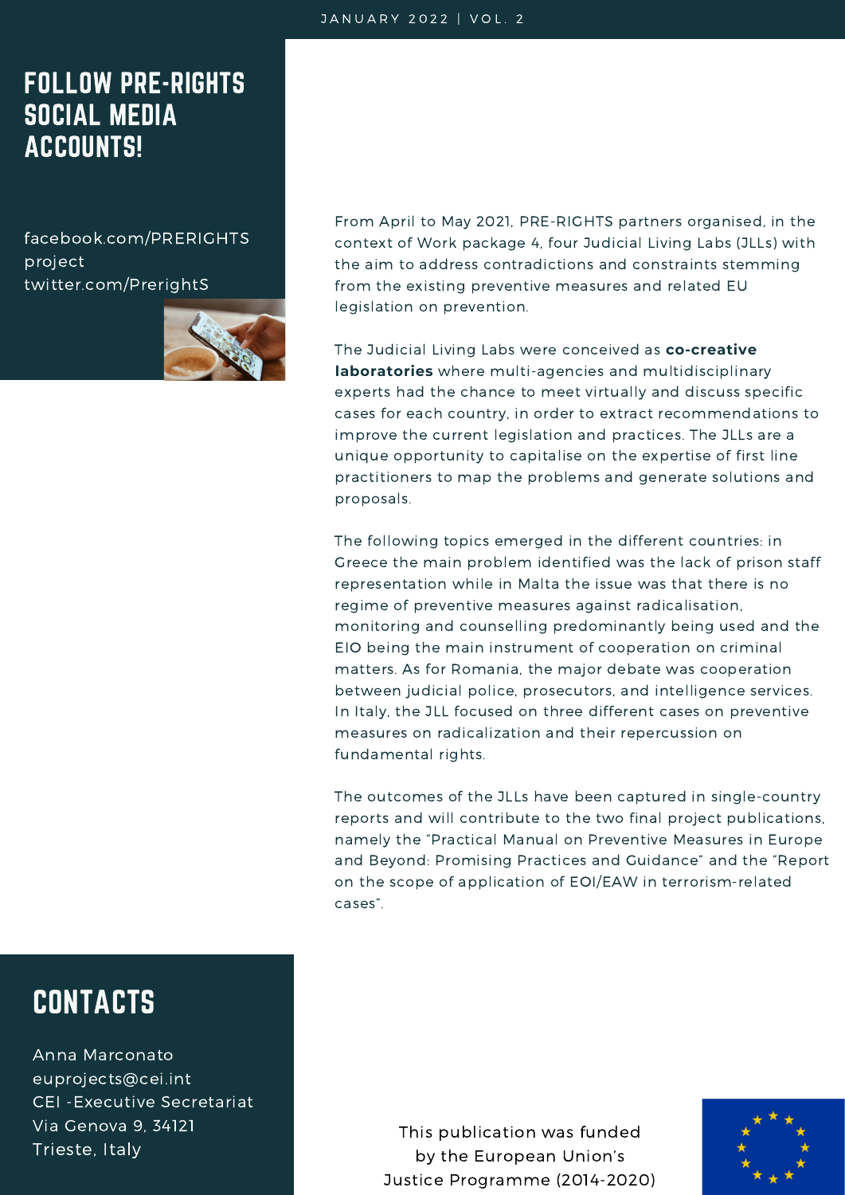## FOLLOW PRE-RIGHTS SOCIAL MEDIA ACCOUNTS!

facebook.com/PRERIGHTS project
twitter.com/PrerightS

From April to May 2021, PRE-RIGHTS partners organised, in the context of Work package 4, four Judicial Living Labs (JLLs) with the aim to address contradictions and constraints stemming from the existing preventive measures and related EU legislation on prevention.

The Judicial Living Labs were conceived as **co-creative laboratories** where multi-agencies and multidisciplinary experts had the chance to meet virtually and discuss specific cases for each country, in order to extract recommendations to improve the current legislation and practices. The JLLs are a unique opportunity to capitalise on the expertise of first line practitioners to map the problems and generate solutions and proposals.

The following topics emerged in the different countries: in Greece the main problem identified was the lack of prison staff representation while in Malta the issue was that there is no regime of preventive measures against radicalisation, monitoring and counselling predominantly being used and the EIO being the main instrument of cooperation on criminal matters. As for Romania, the major debate was cooperation between judicial police, prosecutors, and intelligence services. In Italy, the JLL focused on three different cases on preventive measures on radicalization and their repercussion on fundamental rights.

The outcomes of the JLLs have been captured in single-country reports and will contribute to the two final project publications, namely the “Practical Manual on Preventive Measures in Europe and Beyond: Promising Practices and Guidance” and the “Report on the scope of application of EOI/EAW in terrorism-related cases”.

## CONTACTS

Anna Marconato
euprojects@cei.int
CEI -Executive Secretariat
Via Genova 9, 34121
Trieste, Italy

This publication was funded by the European Union’s Justice Programme (2014-2020)